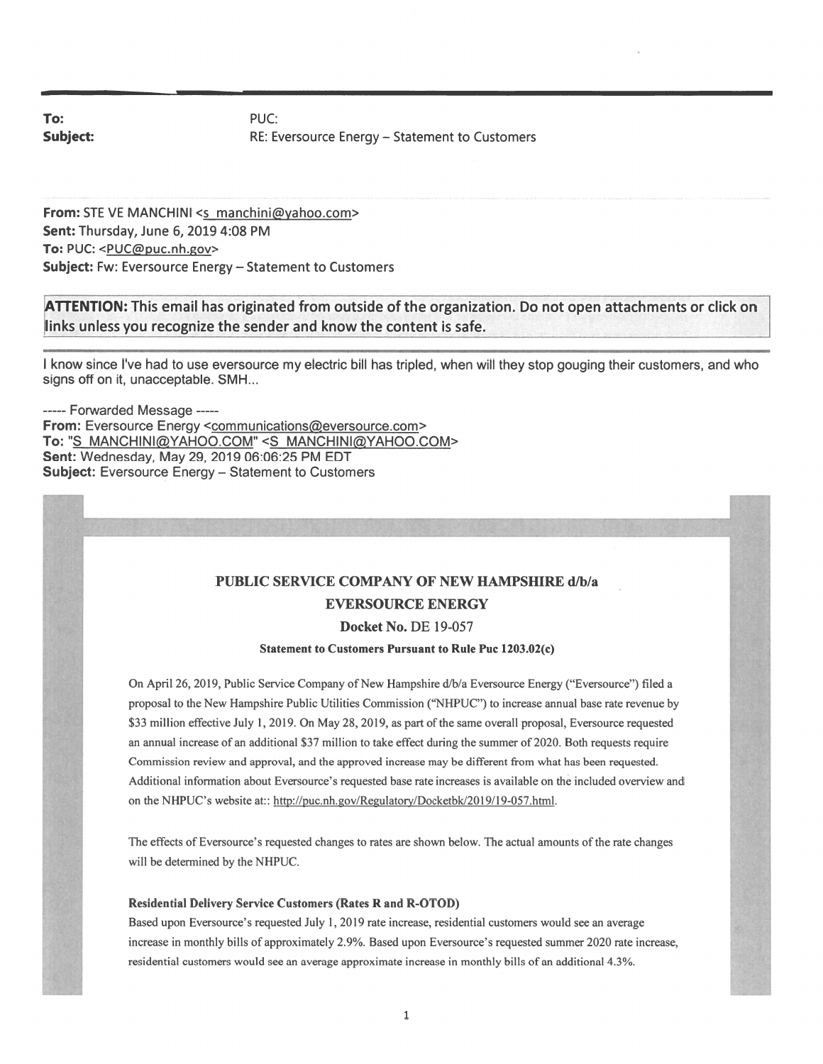**To:** PUC:
**Subject:** RE: Eversource Energy – Statement to Customers

**From:** STE VE MANCHINI <s_manchini@yahoo.com>
**Sent:** Thursday, June 6, 2019 4:08 PM
**To:** PUC: <PUC@puc.nh.gov>
**Subject:** Fw: Eversource Energy – Statement to Customers

**ATTENTION:** This email has originated from outside of the organization. Do not open attachments or click on links unless you recognize the sender and know the content is safe.

I know since I've had to use eversource my electric bill has tripled, when will they stop gouging their customers, and who signs off on it, unacceptable. SMH...

----- Forwarded Message -----
**From:** Eversource Energy <communications@eversource.com>
**To:** "S_MANCHINI@YAHOO.COM" <S_MANCHINI@YAHOO.COM>
**Sent:** Wednesday, May 29, 2019 06:06:25 PM EDT
**Subject:** Eversource Energy – Statement to Customers

## PUBLIC SERVICE COMPANY OF NEW HAMPSHIRE d/b/a EVERSOURCE ENERGY

**Docket No.** DE 19-057

**Statement to Customers Pursuant to Rule Puc 1203.02(c)**

On April 26, 2019, Public Service Company of New Hampshire d/b/a Eversource Energy ("Eversource") filed a proposal to the New Hampshire Public Utilities Commission ("NHPUC") to increase annual base rate revenue by $33 million effective July 1, 2019. On May 28, 2019, as part of the same overall proposal, Eversource requested an annual increase of an additional $37 million to take effect during the summer of 2020. Both requests require Commission review and approval, and the approved increase may be different from what has been requested. Additional information about Eversource's requested base rate increases is available on the included overview and on the NHPUC's website at:: http://puc.nh.gov/Regulatory/Docketbk/2019/19-057.html.

The effects of Eversource's requested changes to rates are shown below. The actual amounts of the rate changes will be determined by the NHPUC.

**Residential Delivery Service Customers (Rates R and R-OTOD)**

Based upon Eversource's requested July 1, 2019 rate increase, residential customers would see an average increase in monthly bills of approximately 2.9%. Based upon Eversource's requested summer 2020 rate increase, residential customers would see an average approximate increase in monthly bills of an additional 4.3%.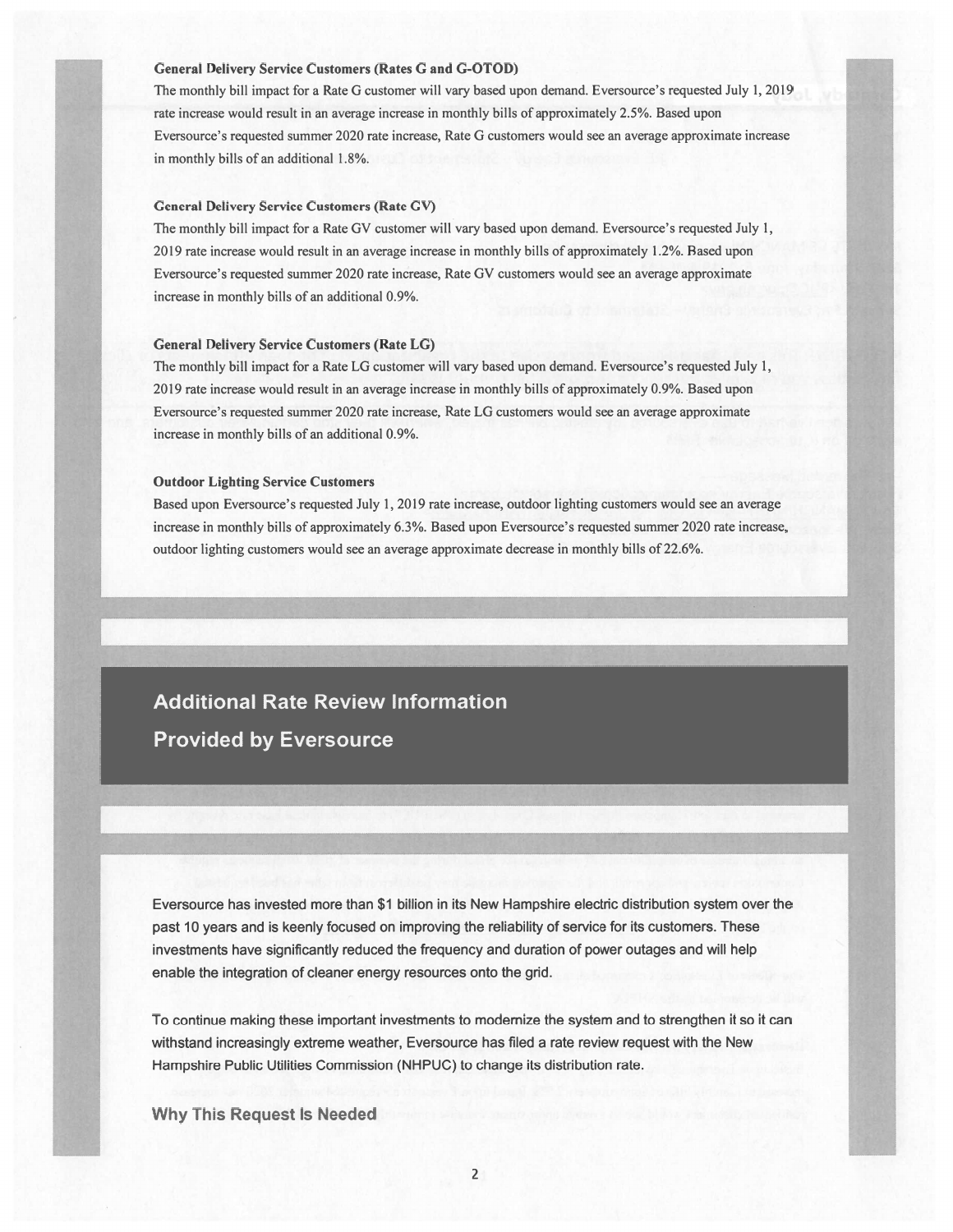**General Delivery Service Customers (Rates G and G-OTOD)**

The monthly bill impact for a Rate G customer will vary based upon demand. Eversource's requested July 1, 2019 rate increase would result in an average increase in monthly bills of approximately 2.5%. Based upon Eversource's requested summer 2020 rate increase, Rate G customers would see an average approximate increase in monthly bills of an additional 1.8%.

**General Delivery Service Customers (Rate GV)**

The monthly bill impact for a Rate GV customer will vary based upon demand. Eversource's requested July 1, 2019 rate increase would result in an average increase in monthly bills of approximately 1.2%. Based upon Eversource's requested summer 2020 rate increase, Rate GV customers would see an average approximate increase in monthly bills of an additional 0.9%.

**General Delivery Service Customers (Rate LG)**

The monthly bill impact for a Rate LG customer will vary based upon demand. Eversource's requested July 1, 2019 rate increase would result in an average increase in monthly bills of approximately 0.9%. Based upon Eversource's requested summer 2020 rate increase, Rate LG customers would see an average approximate increase in monthly bills of an additional 0.9%.

**Outdoor Lighting Service Customers**

Based upon Eversource's requested July 1, 2019 rate increase, outdoor lighting customers would see an average increase in monthly bills of approximately 6.3%. Based upon Eversource's requested summer 2020 rate increase, outdoor lighting customers would see an average approximate decrease in monthly bills of 22.6%.

## Additional Rate Review Information Provided by Eversource

Eversource has invested more than $1 billion in its New Hampshire electric distribution system over the past 10 years and is keenly focused on improving the reliability of service for its customers. These investments have significantly reduced the frequency and duration of power outages and will help enable the integration of cleaner energy resources onto the grid.

To continue making these important investments to modernize the system and to strengthen it so it can withstand increasingly extreme weather, Eversource has filed a rate review request with the New Hampshire Public Utilities Commission (NHPUC) to change its distribution rate.

### Why This Request Is Needed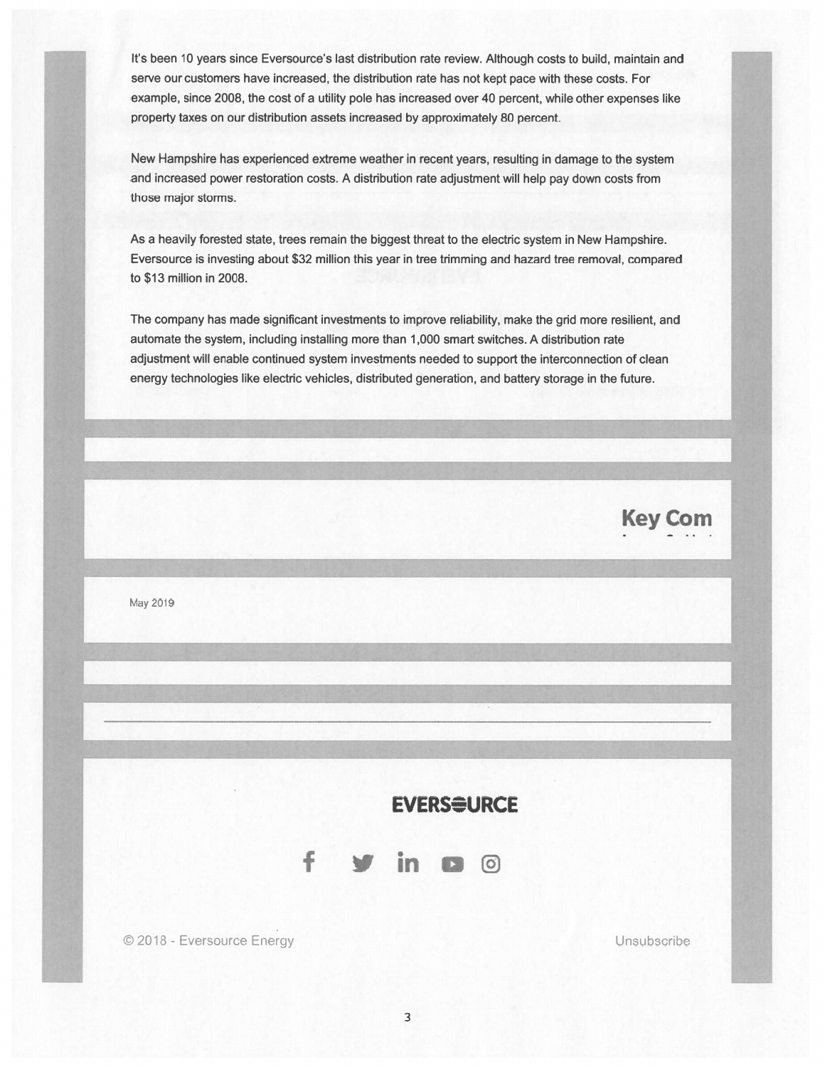It's been 10 years since Eversource's last distribution rate review. Although costs to build, maintain and serve our customers have increased, the distribution rate has not kept pace with these costs. For example, since 2008, the cost of a utility pole has increased over 40 percent, while other expenses like property taxes on our distribution assets increased by approximately 80 percent.

New Hampshire has experienced extreme weather in recent years, resulting in damage to the system and increased power restoration costs. A distribution rate adjustment will help pay down costs from those major storms.

As a heavily forested state, trees remain the biggest threat to the electric system in New Hampshire. Eversource is investing about $32 million this year in tree trimming and hazard tree removal, compared to $13 million in 2008.

The company has made significant investments to improve reliability, make the grid more resilient, and automate the system, including installing more than 1,000 smart switches. A distribution rate adjustment will enable continued system investments needed to support the interconnection of clean energy technologies like electric vehicles, distributed generation, and battery storage in the future.

**Key Com**

May 2019

---

**EVERSOURCE**

© 2018 - Eversource Energy

Unsubscribe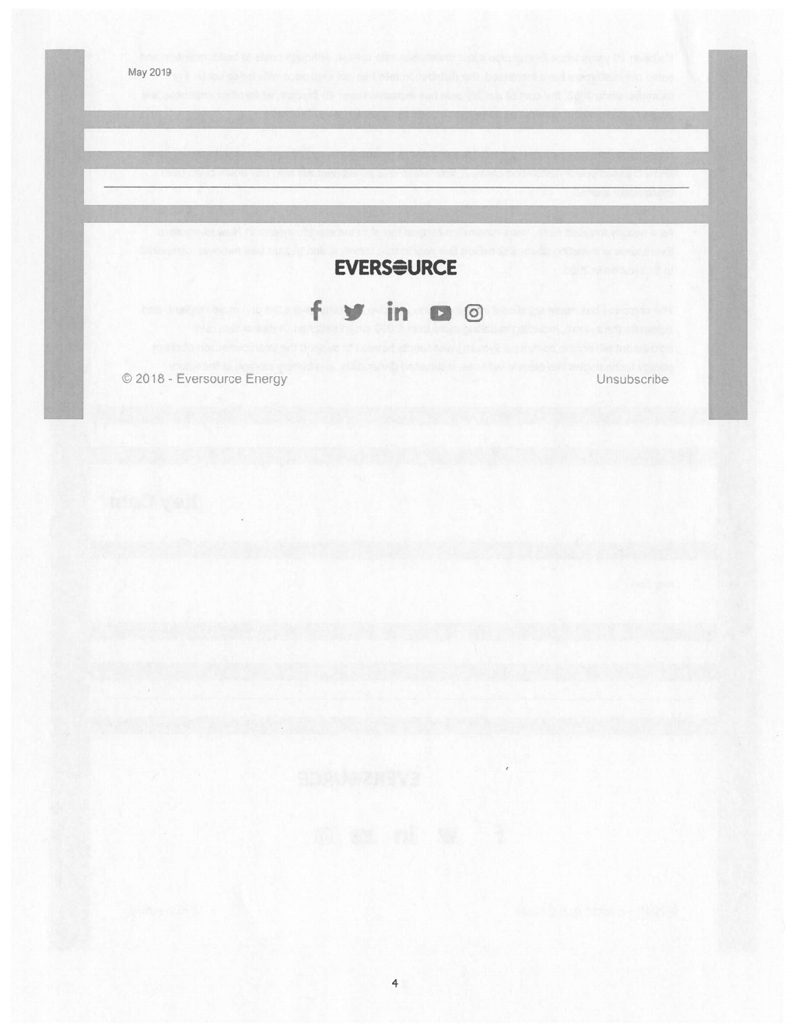May 2019

---

**EVERSOURCE**

© 2018 - Eversource Energy

Unsubscribe